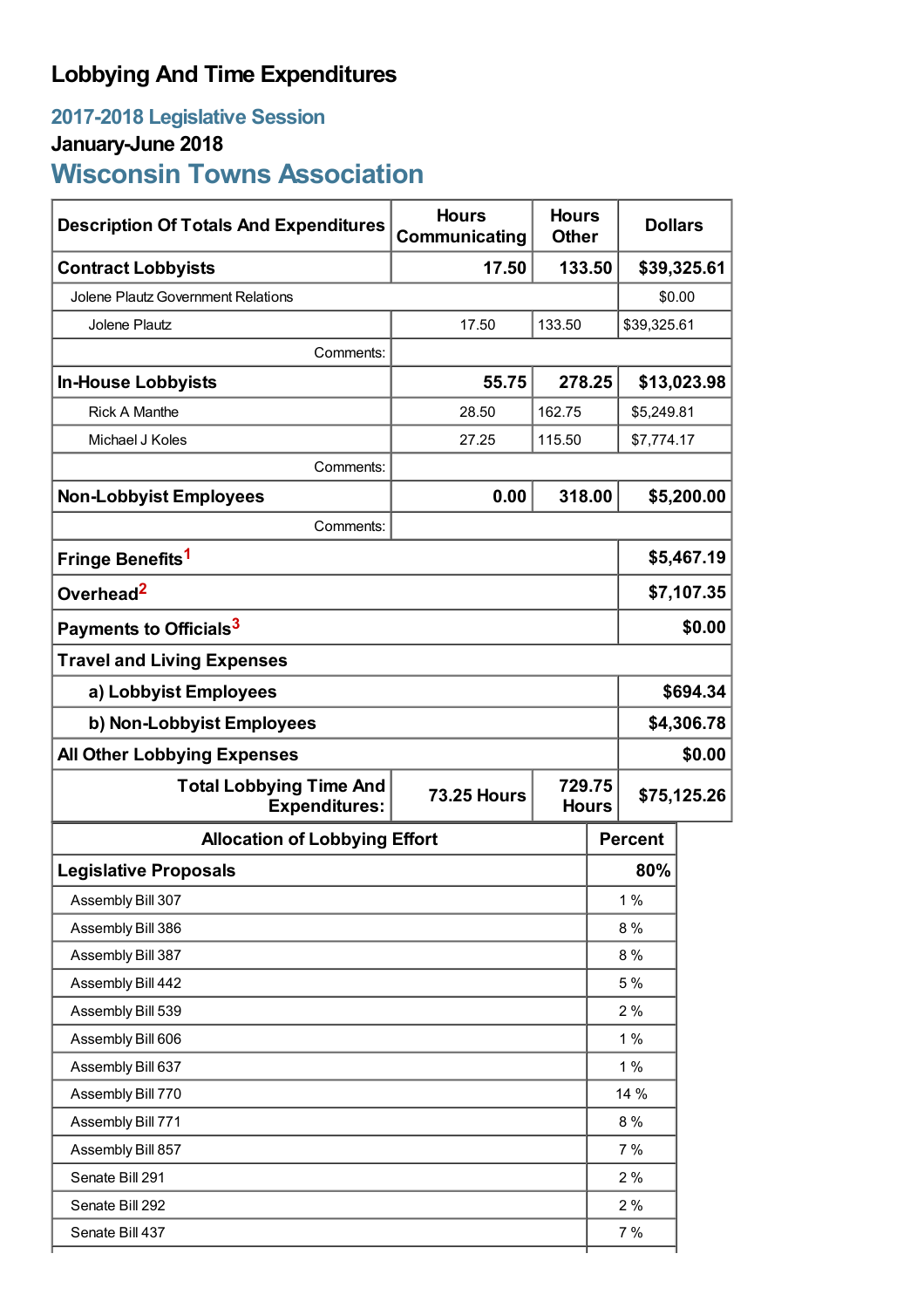# Lobbying And Time Expenditures

## 2017-2018 Legislative Session

### January-June 2018

## Wisconsin Towns Association

| Description Of Totals And Expenditures | Hours Communicating | Hours Other | Dollars |
|---|---|---|---|
| **Contract Lobbyists** | **17.50** | **133.50** | **$39,325.61** |
| Jolene Plautz Government Relations | | | $0.00 |
| Jolene Plautz | 17.50 | 133.50 | $39,325.61 |
| Comments: | | | |
| **In-House Lobbyists** | **55.75** | **278.25** | **$13,023.98** |
| Rick A Manthe | 28.50 | 162.75 | $5,249.81 |
| Michael J Koles | 27.25 | 115.50 | $7,774.17 |
| Comments: | | | |
| **Non-Lobbyist Employees** | **0.00** | **318.00** | **$5,200.00** |
| Comments: | | | |
| **Fringe Benefits**[1] | | | **$5,467.19** |
| **Overhead**[2] | | | **$7,107.35** |
| **Payments to Officials**[3] | | | **$0.00** |
| **Travel and Living Expenses** | | | |
| **a) Lobbyist Employees** | | | **$694.34** |
| **b) Non-Lobbyist Employees** | | | **$4,306.78** |
| **All Other Lobbying Expenses** | | | **$0.00** |
| **Total Lobbying Time And Expenditures:** | **73.25 Hours** | **729.75 Hours** | **$75,125.26** |

| Allocation of Lobbying Effort | Percent |
|---|---|
| **Legislative Proposals** | **80%** |
| Assembly Bill 307 | 1 % |
| Assembly Bill 386 | 8 % |
| Assembly Bill 387 | 8 % |
| Assembly Bill 442 | 5 % |
| Assembly Bill 539 | 2 % |
| Assembly Bill 606 | 1 % |
| Assembly Bill 637 | 1 % |
| Assembly Bill 770 | 14 % |
| Assembly Bill 771 | 8 % |
| Assembly Bill 857 | 7 % |
| Senate Bill 291 | 2 % |
| Senate Bill 292 | 2 % |
| Senate Bill 437 | 7 % |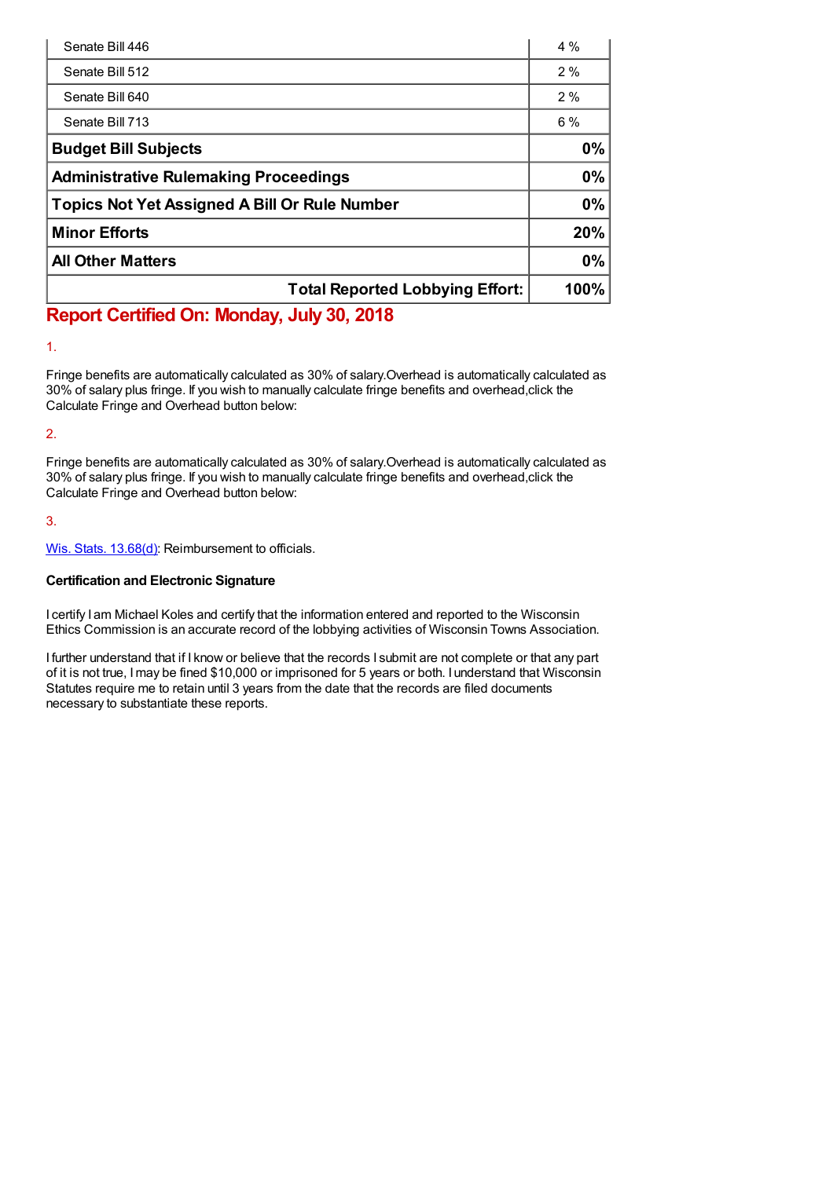| | |
|---|---|
| Senate Bill 446 | 4 % |
| Senate Bill 512 | 2 % |
| Senate Bill 640 | 2 % |
| Senate Bill 713 | 6 % |
| **Budget Bill Subjects** | **0%** |
| **Administrative Rulemaking Proceedings** | **0%** |
| **Topics Not Yet Assigned A Bill Or Rule Number** | **0%** |
| **Minor Efforts** | **20%** |
| **All Other Matters** | **0%** |
| **Total Reported Lobbying Effort:** | **100%** |

**Report Certified On: Monday, July 30, 2018**

1.

Fringe benefits are automatically calculated as 30% of salary.Overhead is automatically calculated as 30% of salary plus fringe. If you wish to manually calculate fringe benefits and overhead,click the Calculate Fringe and Overhead button below:

2.

Fringe benefits are automatically calculated as 30% of salary.Overhead is automatically calculated as 30% of salary plus fringe. If you wish to manually calculate fringe benefits and overhead,click the Calculate Fringe and Overhead button below:

3.

Wis. Stats. 13.68(d): Reimbursement to officials.

**Certification and Electronic Signature**

I certify I am Michael Koles and certify that the information entered and reported to the Wisconsin Ethics Commission is an accurate record of the lobbying activities of Wisconsin Towns Association.

I further understand that if I know or believe that the records I submit are not complete or that any part of it is not true, I may be fined $10,000 or imprisoned for 5 years or both. I understand that Wisconsin Statutes require me to retain until 3 years from the date that the records are filed documents necessary to substantiate these reports.